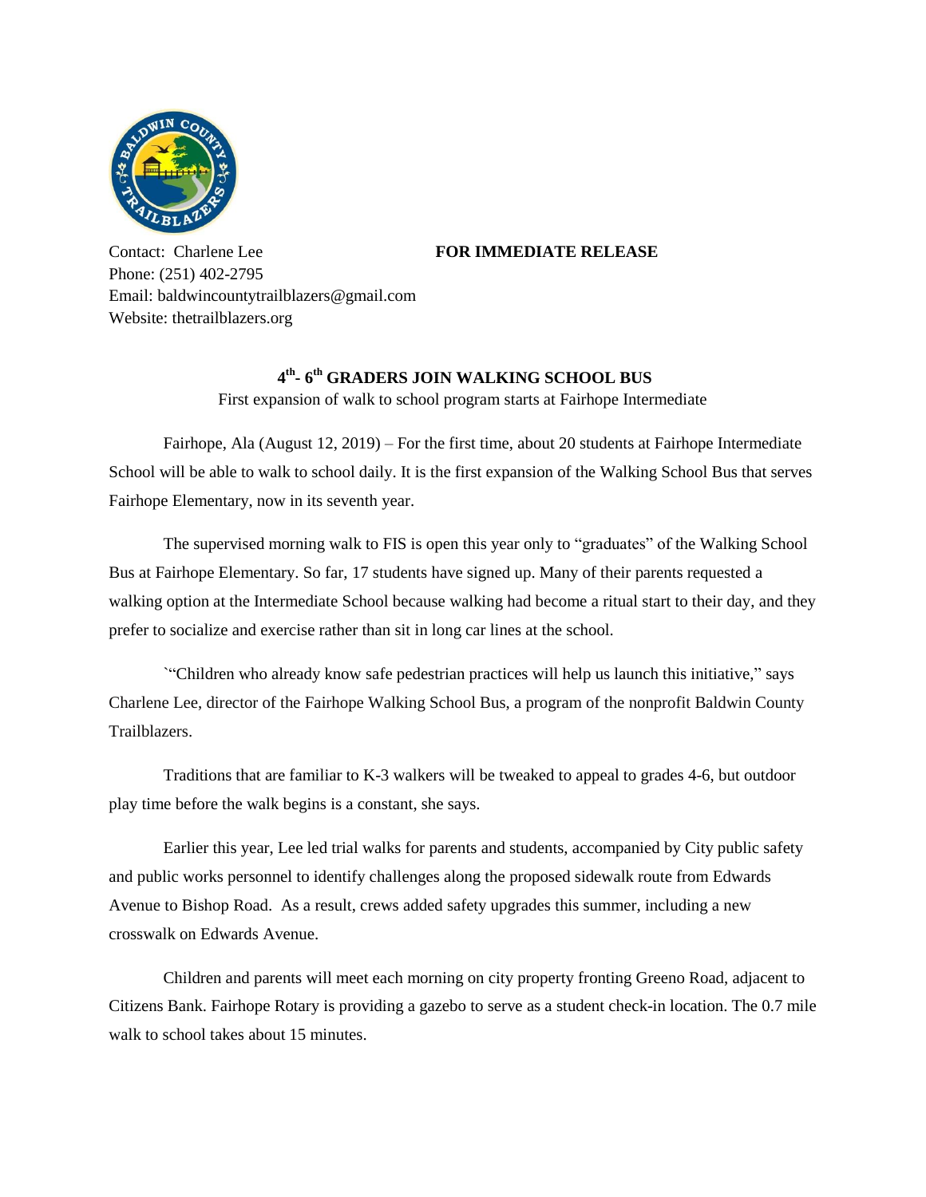Contact: Charlene Lee

Phone: (251) 402-2795

Email: baldwincountytrailblazers@gmail.com

Website: thetrailblazers.org

**FOR IMMEDIATE RELEASE**

## 4th- 6th GRADERS JOIN WALKING SCHOOL BUS

First expansion of walk to school program starts at Fairhope Intermediate

Fairhope, Ala (August 12, 2019) – For the first time, about 20 students at Fairhope Intermediate School will be able to walk to school daily. It is the first expansion of the Walking School Bus that serves Fairhope Elementary, now in its seventh year.

The supervised morning walk to FIS is open this year only to "graduates" of the Walking School Bus at Fairhope Elementary. So far, 17 students have signed up. Many of their parents requested a walking option at the Intermediate School because walking had become a ritual start to their day, and they prefer to socialize and exercise rather than sit in long car lines at the school.

`"Children who already know safe pedestrian practices will help us launch this initiative," says Charlene Lee, director of the Fairhope Walking School Bus, a program of the nonprofit Baldwin County Trailblazers.

Traditions that are familiar to K-3 walkers will be tweaked to appeal to grades 4-6, but outdoor play time before the walk begins is a constant, she says.

Earlier this year, Lee led trial walks for parents and students, accompanied by City public safety and public works personnel to identify challenges along the proposed sidewalk route from Edwards Avenue to Bishop Road. As a result, crews added safety upgrades this summer, including a new crosswalk on Edwards Avenue.

Children and parents will meet each morning on city property fronting Greeno Road, adjacent to Citizens Bank. Fairhope Rotary is providing a gazebo to serve as a student check-in location. The 0.7 mile walk to school takes about 15 minutes.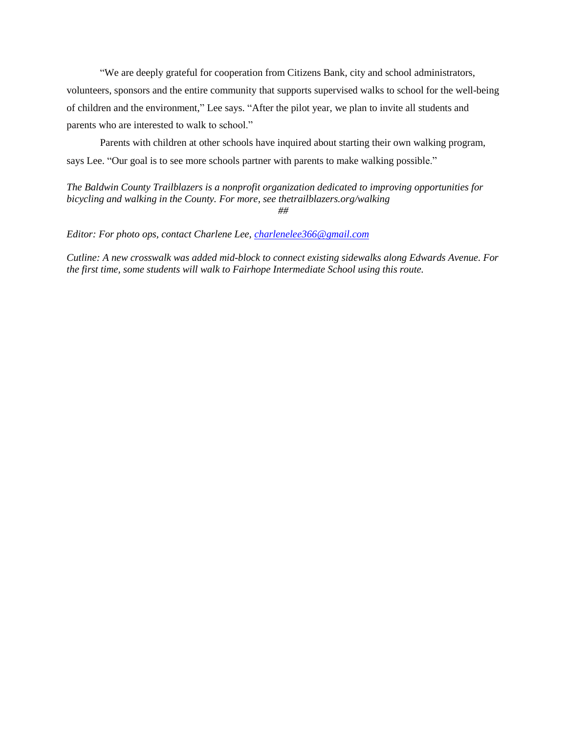"We are deeply grateful for cooperation from Citizens Bank, city and school administrators, volunteers, sponsors and the entire community that supports supervised walks to school for the well-being of children and the environment," Lee says. "After the pilot year, we plan to invite all students and parents who are interested to walk to school."

Parents with children at other schools have inquired about starting their own walking program, says Lee. "Our goal is to see more schools partner with parents to make walking possible."

*The Baldwin County Trailblazers is a nonprofit organization dedicated to improving opportunities for bicycling and walking in the County. For more, see thetrailblazers.org/walking*

*##*

*Editor: For photo ops, contact Charlene Lee, charlenelee366@gmail.com*

*Cutline: A new crosswalk was added mid-block to connect existing sidewalks along Edwards Avenue. For the first time, some students will walk to Fairhope Intermediate School using this route.*